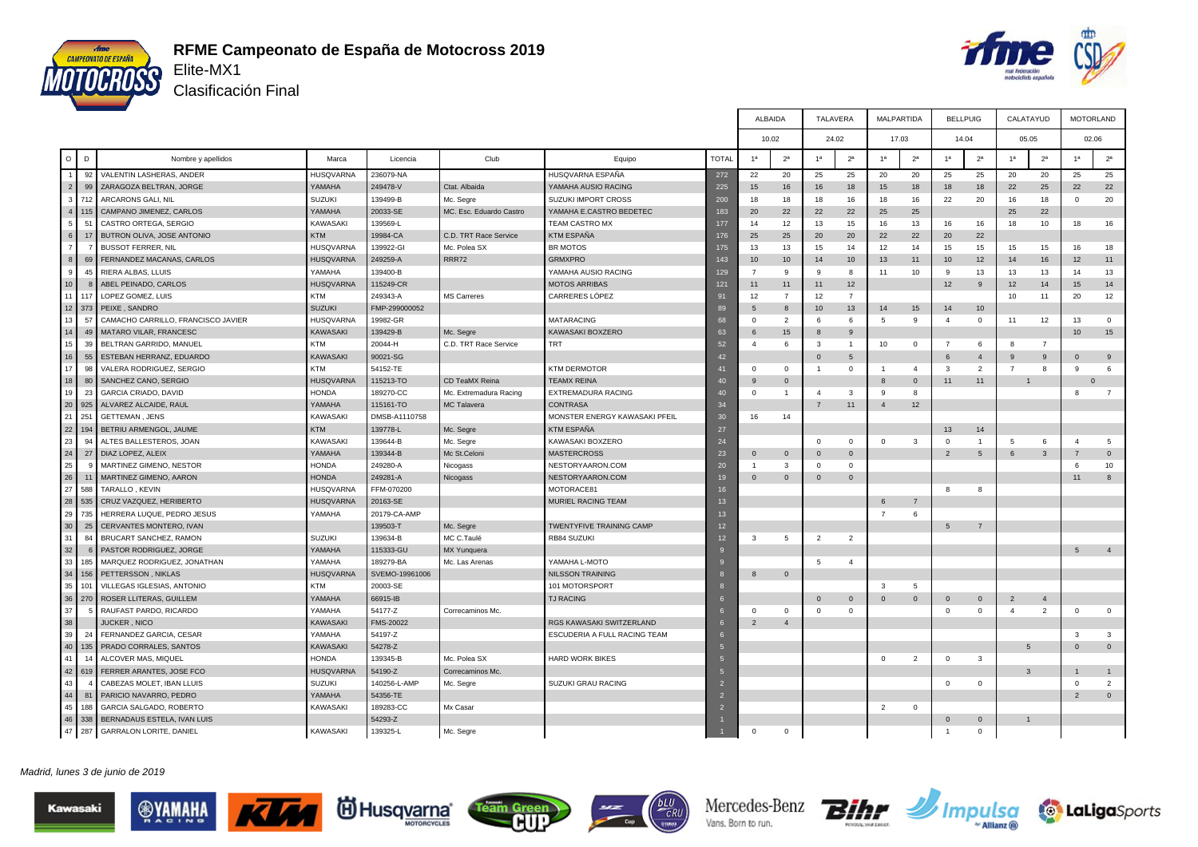# RFME Campeonato de España de Motocross 2019

## Elite-MX1

### Clasificación Final

| O | D | Nombre y apellidos | Marca | Licencia | Club | Equipo | TOTAL | ALBAIDA | | TALAVERA | | MALPARTIDA | | BELLPUIG | | CALATAYUD | | MOTORLAND | |
|---|---|---|---|---|---|---|---|---|---|---|---|---|---|---|---|---|---|---|---|
| | | | | | | | | 10.02 | | 24.02 | | 17.03 | | 14.04 | | 05.05 | | 02.06 | |
| | | | | | | | | 1ª | 2ª | 1ª | 2ª | 1ª | 2ª | 1ª | 2ª | 1ª | 2ª | 1ª | 2ª |
| 1 | 92 | VALENTIN LASHERAS, ANDER | HUSQVARNA | 236079-NA | | HUSQVARNA ESPAÑA | 272 | 22 | 20 | 25 | 25 | 20 | 20 | 25 | 25 | 20 | 20 | 25 | 25 |
| 2 | 99 | ZARAGOZA BELTRAN, JORGE | YAMAHA | 249478-V | Ctat. Albaida | YAMAHA AUSIO RACING | 225 | 15 | 16 | 16 | 18 | 15 | 18 | 18 | 18 | 22 | 25 | 22 | 22 |
| 3 | 712 | ARCARONS GALI, NIL | SUZUKI | 139499-B | Mc. Segre | SUZUKI IMPORT CROSS | 200 | 18 | 18 | 18 | 16 | 18 | 16 | 22 | 20 | 16 | 18 | 0 | 20 |
| 4 | 115 | CAMPANO JIMENEZ, CARLOS | YAMAHA | 20033-SE | MC. Esc. Eduardo Castro | YAMAHA E.CASTRO BEDETEC | 183 | 20 | 22 | 22 | 22 | 25 | 25 | | | 25 | 22 | | |
| 5 | 51 | CASTRO ORTEGA, SERGIO | KAWASAKI | 139569-L | | TEAM CASTRO MX | 177 | 14 | 12 | 13 | 15 | 16 | 13 | 16 | 16 | 18 | 10 | 18 | 16 |
| 6 | 17 | BUTRON OLIVA, JOSE ANTONIO | KTM | 19984-CA | C.D. TRT Race Service | KTM ESPAÑA | 176 | 25 | 25 | 20 | 20 | 22 | 22 | 20 | 22 | | | | |
| 7 | 7 | BUSSOT FERRER, NIL | HUSQVARNA | 139922-GI | Mc. Polea SX | BR MOTOS | 175 | 13 | 13 | 15 | 14 | 12 | 14 | 15 | 15 | 15 | 15 | 16 | 18 |
| 8 | 69 | FERNANDEZ MACANAS, CARLOS | HUSQVARNA | 249259-A | RRR72 | GRMXPRO | 143 | 10 | 10 | 14 | 10 | 13 | 11 | 10 | 12 | 14 | 16 | 12 | 11 |
| 9 | 45 | RIERA ALBAS, LLUIS | YAMAHA | 139400-B | | YAMAHA AUSIO RACING | 129 | 7 | 9 | 9 | 8 | 11 | 10 | 9 | 13 | 13 | 13 | 14 | 13 |
| 10 | 8 | ABEL PEINADO, CARLOS | HUSQVARNA | 115249-CR | | MOTOS ARRIBAS | 121 | 11 | 11 | 11 | 12 | | | 12 | 9 | 12 | 14 | 15 | 14 |
| 11 | 117 | LOPEZ GOMEZ, LUIS | KTM | 249343-A | MS Carreres | CARRERES LÓPEZ | 91 | 12 | 7 | 12 | 7 | | | | | 10 | 11 | 20 | 12 |
| 12 | 373 | PEIXE , SANDRO | SUZUKI | FMP-299000052 | | | 89 | 5 | 8 | 10 | 13 | 14 | 15 | 14 | 10 | | | | |
| 13 | 57 | CAMACHO CARRILLO, FRANCISCO JAVIER | HUSQVARNA | 19982-GR | | MATARACING | 68 | 0 | 2 | 6 | 6 | 5 | 9 | 4 | 0 | 11 | 12 | 13 | 0 |
| 14 | 49 | MATARO VILAR, FRANCESC | KAWASAKI | 139429-B | Mc. Segre | KAWASAKI BOXZERO | 63 | 6 | 15 | 8 | 9 | | | | | | | 10 | 15 |
| 15 | 39 | BELTRAN GARRIDO, MANUEL | KTM | 20044-H | C.D. TRT Race Service | TRT | 52 | 4 | 6 | 3 | 1 | 10 | 0 | 7 | 6 | 8 | 7 | | |
| 16 | 55 | ESTEBAN HERRANZ, EDUARDO | KAWASAKI | 90021-SG | | | 42 | | | 0 | 5 | | | 6 | 4 | 9 | 9 | 0 | 9 |
| 17 | 98 | VALERA RODRIGUEZ, SERGIO | KTM | 54152-TE | | KTM DERMOTOR | 41 | 0 | 0 | 1 | 0 | 1 | 4 | 3 | 2 | 7 | 8 | 9 | 6 |
| 18 | 80 | SANCHEZ CANO, SERGIO | HUSQVARNA | 115213-TO | CD TeaMX Reina | TEAMX REINA | 40 | 9 | 0 | | | 8 | 0 | 11 | 11 | 1 | | 0 | |
| 19 | 23 | GARCIA CRIADO, DAVID | HONDA | 189270-CC | Mc. Extremadura Racing | EXTREMADURA RACING | 40 | 0 | 1 | 4 | 3 | 9 | 8 | | | | | 8 | 7 |
| 20 | 925 | ALVAREZ ALCAIDE, RAUL | YAMAHA | 115161-TO | MC Talavera | CONTRASA | 34 | | | 7 | 11 | 4 | 12 | | | | | | |
| 21 | 251 | GETTEMAN , JENS | KAWASAKI | DMSB-A1110758 | | MONSTER ENERGY KAWASAKI PFEIL | 30 | 16 | 14 | | | | | | | | | | |
| 22 | 194 | BETRIU ARMENGOL, JAUME | KTM | 139778-L | Mc. Segre | KTM ESPAÑA | 27 | | | | | | | 13 | 14 | | | | |
| 23 | 94 | ALTES BALLESTEROS, JOAN | KAWASAKI | 139644-B | Mc. Segre | KAWASAKI BOXZERO | 24 | | | 0 | 0 | 0 | 3 | 0 | 1 | 5 | 6 | 4 | 5 |
| 24 | 27 | DIAZ LOPEZ, ALEIX | YAMAHA | 139344-B | Mc St.Celoni | MASTERCROSS | 23 | 0 | 0 | 0 | 0 | | | 2 | 5 | 6 | 3 | 7 | 0 |
| 25 | 9 | MARTINEZ GIMENO, NESTOR | HONDA | 249280-A | Nicogass | NESTORYAARON.COM | 20 | 1 | 3 | 0 | 0 | | | | | | | 6 | 10 |
| 26 | 11 | MARTINEZ GIMENO, AARON | HONDA | 249281-A | Nicogass | NESTORYAARON.COM | 19 | 0 | 0 | 0 | 0 | | | | | | | 11 | 8 |
| 27 | 588 | TARALLO , KEVIN | HUSQVARNA | FFM-070200 | | MOTORACE81 | 16 | | | | | | | 8 | 8 | | | | |
| 28 | 535 | CRUZ VAZQUEZ, HERIBERTO | HUSQVARNA | 20163-SE | | MURIEL RACING TEAM | 13 | | | | | 6 | 7 | | | | | | |
| 29 | 735 | HERRERA LUQUE, PEDRO JESUS | YAMAHA | 20179-CA-AMP | | | 13 | | | | | 7 | 6 | | | | | | |
| 30 | 25 | CERVANTES MONTERO, IVAN | | 139503-T | Mc. Segre | TWENTYFIVE TRAINING CAMP | 12 | | | | | | | 5 | 7 | | | | |
| 31 | 84 | BRUCART SANCHEZ, RAMON | SUZUKI | 139634-B | MC C.Taulé | RB84 SUZUKI | 12 | 3 | 5 | 2 | 2 | | | | | | | | |
| 32 | 6 | PASTOR RODRIGUEZ, JORGE | YAMAHA | 115333-GU | MX Yunquera | | 9 | | | | | | | | | | | 5 | 4 |
| 33 | 185 | MARQUEZ RODRIGUEZ, JONATHAN | YAMAHA | 189279-BA | Mc. Las Arenas | YAMAHA L-MOTO | 9 | | | 5 | 4 | | | | | | | | |
| 34 | 156 | PETTERSSON , NIKLAS | HUSQVARNA | SVEMO-19961006 | | NILSSON TRAINING | 8 | 8 | 0 | | | | | | | | | | |
| 35 | 101 | VILLEGAS IGLESIAS, ANTONIO | KTM | 20003-SE | | 101 MOTORSPORT | 8 | | | | | 3 | 5 | | | | | | |
| 36 | 270 | ROSER LLITERAS, GUILLEM | YAMAHA | 66915-IB | | TJ RACING | 6 | | | 0 | 0 | 0 | 0 | 0 | 0 | 2 | 4 | | |
| 37 | 5 | RAUFAST PARDO, RICARDO | YAMAHA | 54177-Z | Correcaminos Mc. | | 6 | 0 | 0 | 0 | 0 | | | 0 | 0 | 4 | 2 | 0 | 0 |
| 38 | | JUCKER , NICO | KAWASAKI | FMS-20022 | | RGS KAWASAKI SWITZERLAND | 6 | 2 | 4 | | | | | | | | | | |
| 39 | 24 | FERNANDEZ GARCIA, CESAR | YAMAHA | 54197-Z | | ESCUDERIA A FULL RACING TEAM | 6 | | | | | | | | | | | 3 | 3 |
| 40 | 135 | PRADO CORRALES, SANTOS | KAWASAKI | 54278-Z | | | 5 | | | | | | | | | 5 | | 0 | 0 |
| 41 | 14 | ALCOVER MAS, MIQUEL | HONDA | 139345-B | Mc. Polea SX | HARD WORK BIKES | 5 | | | | | 0 | 2 | 0 | 3 | | | | |
| 42 | 619 | FERRER ARANTES, JOSE FCO | HUSQVARNA | 54190-Z | Correcaminos Mc. | | 5 | | | | | | | | | 3 | | 1 | 1 |
| 43 | 4 | CABEZAS MOLET, IBAN LLUIS | SUZUKI | 140256-L-AMP | Mc. Segre | SUZUKI GRAU RACING | 2 | | | | | | | 0 | 0 | | | 0 | 2 |
| 44 | 81 | PARICIO NAVARRO, PEDRO | YAMAHA | 54356-TE | | | 2 | | | | | | | | | | | 2 | 0 |
| 45 | 188 | GARCIA SALGADO, ROBERTO | KAWASAKI | 189283-CC | Mx Casar | | 2 | | | | | 2 | 0 | | | | | | |
| 46 | 338 | BERNADAUS ESTELA, IVAN LUIS | | 54293-Z | | | 1 | | | | | | | 0 | 0 | 1 | | | |
| 47 | 287 | GARRALON LORITE, DANIEL | KAWASAKI | 139325-L | Mc. Segre | | 1 | 0 | 0 | | | | | 1 | 0 | | | | |

*Madrid, lunes 3 de junio de 2019*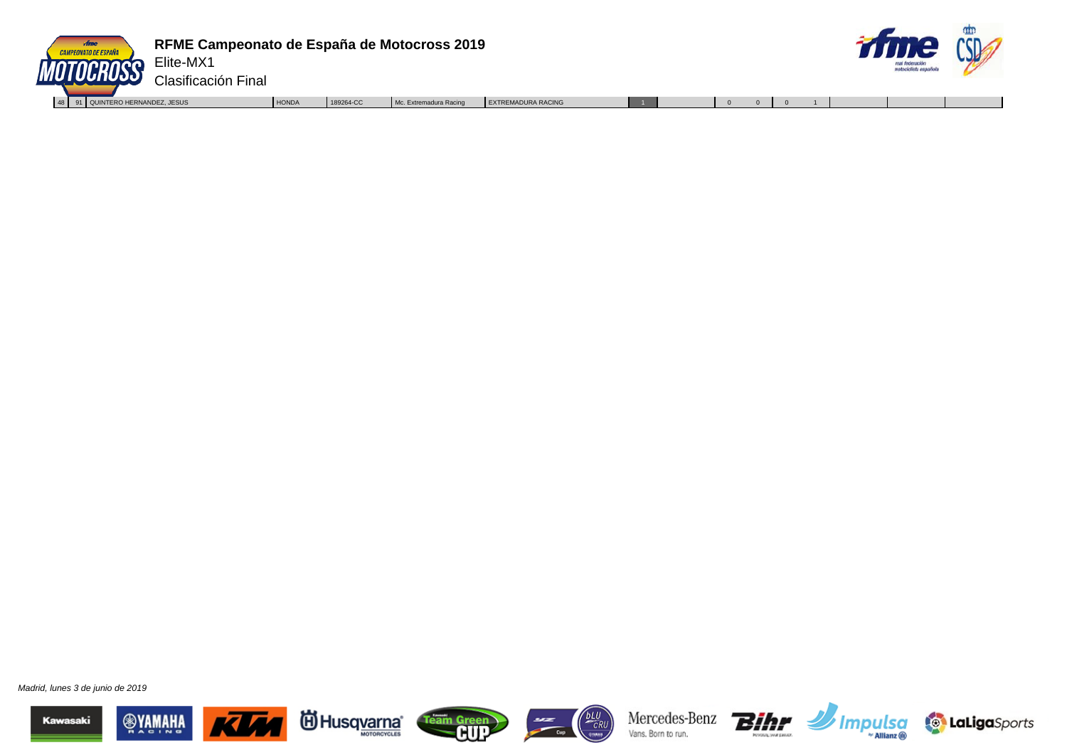# RFME Campeonato de España de Motocross 2019

Elite-MX1

Clasificación Final

| | | | | | | | | | | | | | | | |
|---|---|---|---|---|---|---|---|---|---|---|---|---|---|---|---|
| 48 | 91 | QUINTERO HERNANDEZ, JESUS | HONDA | 189264-CC | Mc. Extremadura Racing | EXTREMADURA RACING | 1 | | 0 | 0 | 0 | 1 | | | |

*Madrid, lunes 3 de junio de 2019*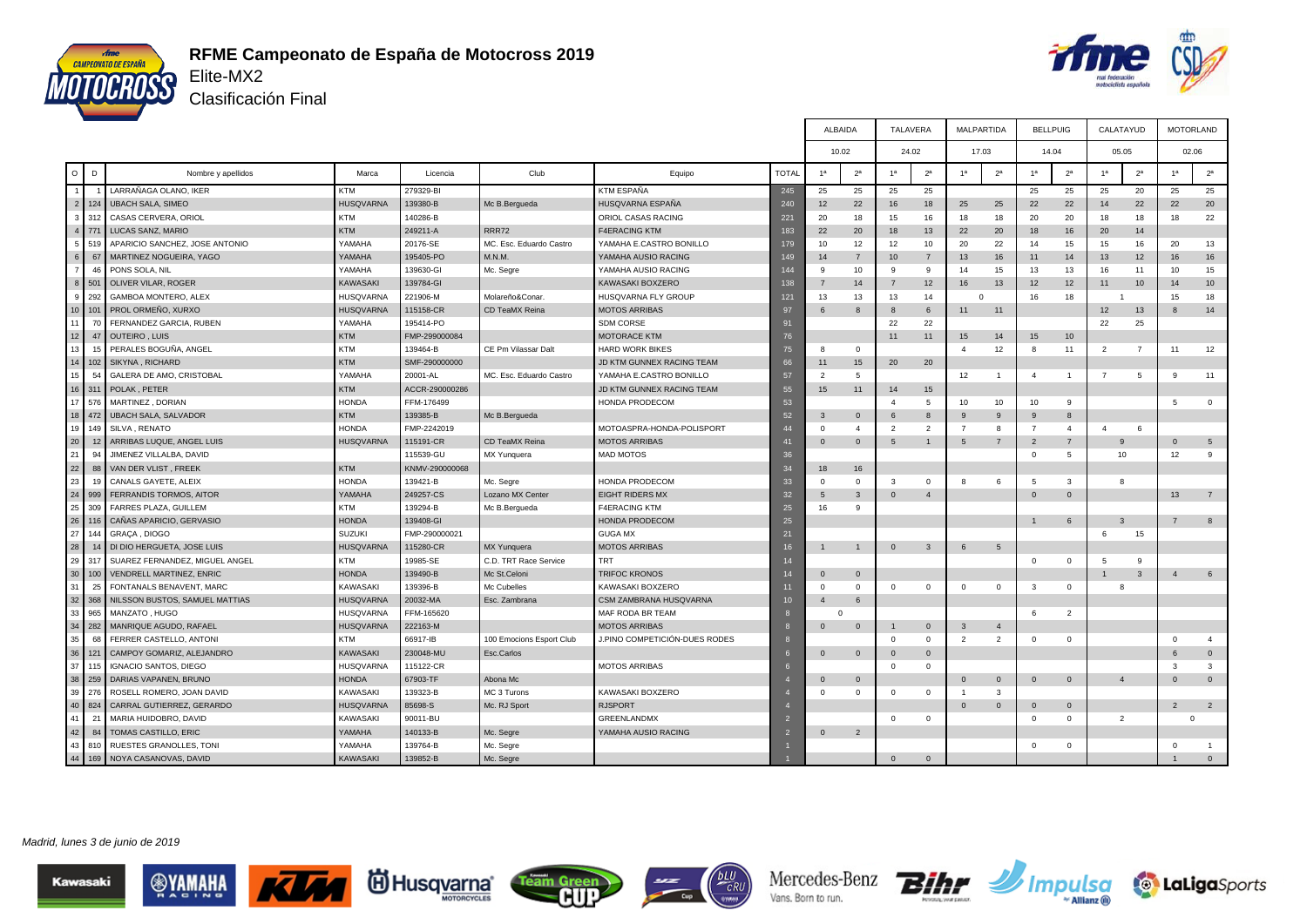# RFME Campeonato de España de Motocross 2019

## Elite-MX2

### Clasificación Final

| O | D | Nombre y apellidos | Marca | Licencia | Club | Equipo | TOTAL | ALBAIDA | | TALAVERA | | MALPARTIDA | | BELLPUIG | | CALATAYUD | | MOTORLAND | |
|---|---|---|---|---|---|---|---|---|---|---|---|---|---|---|---|---|---|---|---|
| | | | | | | | | 10.02 | | 24.02 | | 17.03 | | 14.04 | | 05.05 | | 02.06 | |
| | | | | | | | | 1ª | 2ª | 1ª | 2ª | 1ª | 2ª | 1ª | 2ª | 1ª | 2ª | 1ª | 2ª |
| 1 | 1 | LARRAÑAGA OLANO, IKER | KTM | 279329-BI | | KTM ESPAÑA | 245 | 25 | 25 | 25 | 25 | | | 25 | 25 | 25 | 20 | 25 | 25 |
| 2 | 124 | UBACH SALA, SIMEO | HUSQVARNA | 139380-B | Mc B.Bergueda | HUSQVARNA ESPAÑA | 240 | 12 | 22 | 16 | 18 | 25 | 25 | 22 | 22 | 14 | 22 | 22 | 20 |
| 3 | 312 | CASAS CERVERA, ORIOL | KTM | 140286-B | | ORIOL CASAS RACING | 221 | 20 | 18 | 15 | 16 | 18 | 18 | 20 | 20 | 18 | 18 | 18 | 22 |
| 4 | 771 | LUCAS SANZ, MARIO | KTM | 249211-A | RRR72 | F4ERACING KTM | 183 | 22 | 20 | 18 | 13 | 22 | 20 | 18 | 16 | 20 | 14 | | |
| 5 | 519 | APARICIO SANCHEZ, JOSE ANTONIO | YAMAHA | 20176-SE | MC. Esc. Eduardo Castro | YAMAHA E.CASTRO BONILLO | 179 | 10 | 12 | 12 | 10 | 20 | 22 | 14 | 15 | 15 | 16 | 20 | 13 |
| 6 | 67 | MARTINEZ NOGUEIRA, YAGO | YAMAHA | 195405-PO | M.N.M. | YAMAHA AUSIO RACING | 149 | 14 | 7 | 10 | 7 | 13 | 16 | 11 | 14 | 13 | 12 | 16 | 16 |
| 7 | 46 | PONS SOLA, NIL | YAMAHA | 139630-GI | Mc. Segre | YAMAHA AUSIO RACING | 144 | 9 | 10 | 9 | 9 | 14 | 15 | 13 | 13 | 16 | 11 | 10 | 15 |
| 8 | 501 | OLIVER VILAR, ROGER | KAWASAKI | 139784-GI | | KAWASAKI BOXZERO | 138 | 7 | 14 | 7 | 12 | 16 | 13 | 12 | 12 | 11 | 10 | 14 | 10 |
| 9 | 292 | GAMBOA MONTERO, ALEX | HUSQVARNA | 221906-M | Molareño&Conar. | HUSQVARNA FLY GROUP | 121 | 13 | 13 | 13 | 14 | 0 | | 16 | 18 | 1 | | 15 | 18 |
| 10 | 101 | PROL ORMEÑO, XURXO | HUSQVARNA | 115158-CR | CD TeaMX Reina | MOTOS ARRIBAS | 97 | 6 | 8 | 8 | 6 | 11 | 11 | | | 12 | 13 | 8 | 14 |
| 11 | 70 | FERNANDEZ GARCIA, RUBEN | YAMAHA | 195414-PO | | SDM CORSE | 91 | | | 22 | 22 | | | | | 22 | 25 | | |
| 12 | 47 | OUTEIRO , LUIS | KTM | FMP-299000084 | | MOTORACE KTM | 76 | | | 11 | 11 | 15 | 14 | 15 | 10 | | | | |
| 13 | 15 | PERALES BOGUÑA, ANGEL | KTM | 139464-B | CE Pm Vilassar Dalt | HARD WORK BIKES | 75 | 8 | 0 | | | 4 | 12 | 8 | 11 | 2 | 7 | 11 | 12 |
| 14 | 102 | SIKYNA, RICHARD | KTM | SMF-290000000 | | JD KTM GUNNEX RACING TEAM | 66 | 11 | 15 | 20 | 20 | | | | | | | | |
| 15 | 54 | GALERA DE AMO, CRISTOBAL | YAMAHA | 20001-AL | MC. Esc. Eduardo Castro | YAMAHA E.CASTRO BONILLO | 57 | 2 | 5 | | | 12 | 1 | 4 | 1 | 7 | 5 | 9 | 11 |
| 16 | 311 | POLAK , PETER | KTM | ACCR-290000286 | | JD KTM GUNNEX RACING TEAM | 55 | 15 | 11 | 14 | 15 | | | | | | | | |
| 17 | 576 | MARTINEZ , DORIAN | HONDA | FFM-176499 | | HONDA PRODECOM | 53 | | | 4 | 5 | 10 | 10 | 10 | 9 | | | 5 | 0 |
| 18 | 472 | UBACH SALA, SALVADOR | KTM | 139385-B | Mc B.Bergueda | | 52 | 3 | 0 | 6 | 8 | 9 | 9 | 9 | 8 | | | | |
| 19 | 149 | SILVA , RENATO | HONDA | FMP-2242019 | | MOTOASPRA-HONDA-POLISPORT | 44 | 0 | 4 | 2 | 2 | 7 | 8 | 7 | 4 | 4 | 6 | | |
| 20 | 12 | ARRIBAS LUQUE, ANGEL LUIS | HUSQVARNA | 115191-CR | CD TeaMX Reina | MOTOS ARRIBAS | 41 | 0 | 0 | 5 | 1 | 5 | 7 | 2 | 7 | 9 | | 0 | 5 |
| 21 | 94 | JIMENEZ VILLALBA, DAVID | | 115539-GU | MX Yunquera | MAD MOTOS | 36 | | | | | | | 0 | 5 | 10 | | 12 | 9 |
| 22 | 88 | VAN DER VLIST , FREEK | KTM | KNMV-290000068 | | | 34 | 18 | 16 | | | | | | | | | | |
| 23 | 19 | CANALS GAYETE, ALEIX | HONDA | 139421-B | Mc. Segre | HONDA PRODECOM | 33 | 0 | 0 | 3 | 0 | 8 | 6 | 5 | 3 | 8 | | | |
| 24 | 999 | FERRANDIS TORMOS, AITOR | YAMAHA | 249257-CS | Lozano MX Center | EIGHT RIDERS MX | 32 | 5 | 3 | 0 | 4 | | | 0 | 0 | | | 13 | 7 |
| 25 | 309 | FARRES PLAZA, GUILLEM | KTM | 139294-B | Mc B.Bergueda | F4ERACING KTM | 25 | 16 | 9 | | | | | | | | | | |
| 26 | 116 | CAÑAS APARICIO, GERVASIO | HONDA | 139408-GI | | HONDA PRODECOM | 25 | | | | | | | 1 | 6 | 3 | | 7 | 8 |
| 27 | 144 | GRAÇA , DIOGO | SUZUKI | FMP-290000021 | | GUGA MX | 21 | | | | | | | | | 6 | 15 | | |
| 28 | 14 | DI DIO HERGUETA, JOSE LUIS | HUSQVARNA | 115280-CR | MX Yunquera | MOTOS ARRIBAS | 16 | 1 | 1 | 0 | 3 | 6 | 5 | | | | | | |
| 29 | 317 | SUAREZ FERNANDEZ, MIGUEL ANGEL | KTM | 19985-SE | C.D. TRT Race Service | TRT | 14 | | | | | | | 0 | 0 | 5 | 9 | | |
| 30 | 100 | VENDRELL MARTINEZ, ENRIC | HONDA | 139490-B | Mc St.Celoni | TRIFOC KRONOS | 14 | 0 | 0 | | | | | | | 1 | 3 | 4 | 6 |
| 31 | 25 | FONTANALS BENAVENT, MARC | KAWASAKI | 139396-B | Mc Cubelles | KAWASAKI BOXZERO | 11 | 0 | 0 | 0 | 0 | 0 | 0 | 3 | 0 | 8 | | | |
| 32 | 368 | NILSSON BUSTOS, SAMUEL MATTIAS | HUSQVARNA | 20032-MA | Esc. Zambrana | CSM ZAMBRANA HUSQVARNA | 10 | 4 | 6 | | | | | | | | | | |
| 33 | 965 | MANZATO , HUGO | HUSQVARNA | FFM-165620 | | MAF RODA BR TEAM | 8 | 0 | | | | | | 6 | 2 | | | | |
| 34 | 282 | MANRIQUE AGUDO, RAFAEL | HUSQVARNA | 222163-M | | MOTOS ARRIBAS | 8 | 0 | 0 | 1 | 0 | 3 | 4 | | | | | | |
| 35 | 68 | FERRER CASTELLO, ANTONI | KTM | 66917-IB | 100 Emocions Esport Club | J.PINO COMPETICIÓN-DUES RODES | 8 | | | 0 | 0 | 2 | 2 | 0 | 0 | | | 0 | 4 |
| 36 | 121 | CAMPOY GOMARIZ, ALEJANDRO | KAWASAKI | 230048-MU | Esc.Carlos | | 6 | 0 | 0 | 0 | 0 | | | | | | | 6 | 0 |
| 37 | 115 | IGNACIO SANTOS, DIEGO | HUSQVARNA | 115122-CR | | MOTOS ARRIBAS | 6 | | | 0 | 0 | | | | | | | 3 | 3 |
| 38 | 259 | DARIAS VAPANEN, BRUNO | HONDA | 67903-TF | Abona Mc | | 4 | 0 | 0 | | | 0 | 0 | 0 | 0 | 4 | | 0 | 0 |
| 39 | 276 | ROSELL ROMERO, JOAN DAVID | KAWASAKI | 139323-B | MC 3 Turons | KAWASAKI BOXZERO | 4 | 0 | 0 | 0 | 0 | 1 | 3 | | | | | | |
| 40 | 824 | CARRAL GUTIERREZ, GERARDO | HUSQVARNA | 85698-S | Mc. RJ Sport | RJSPORT | 4 | | | | | 0 | 0 | 0 | 0 | | | 2 | 2 |
| 41 | 21 | MARIA HUIDOBRO, DAVID | KAWASAKI | 90011-BU | | GREENLANDMX | 2 | | | 0 | 0 | | | 0 | 0 | 2 | | 0 | |
| 42 | 84 | TOMAS CASTILLO, ERIC | YAMAHA | 140133-B | Mc. Segre | YAMAHA AUSIO RACING | 2 | 0 | 2 | | | | | | | | | | |
| 43 | 810 | RUESTES GRANOLLES, TONI | YAMAHA | 139764-B | Mc. Segre | | 1 | | | | | | | 0 | 0 | | | 0 | 1 |
| 44 | 169 | NOYA CASANOVAS, DAVID | KAWASAKI | 139852-B | Mc. Segre | | 1 | | | 0 | 0 | | | | | | | 1 | 0 |

*Madrid, lunes 3 de junio de 2019*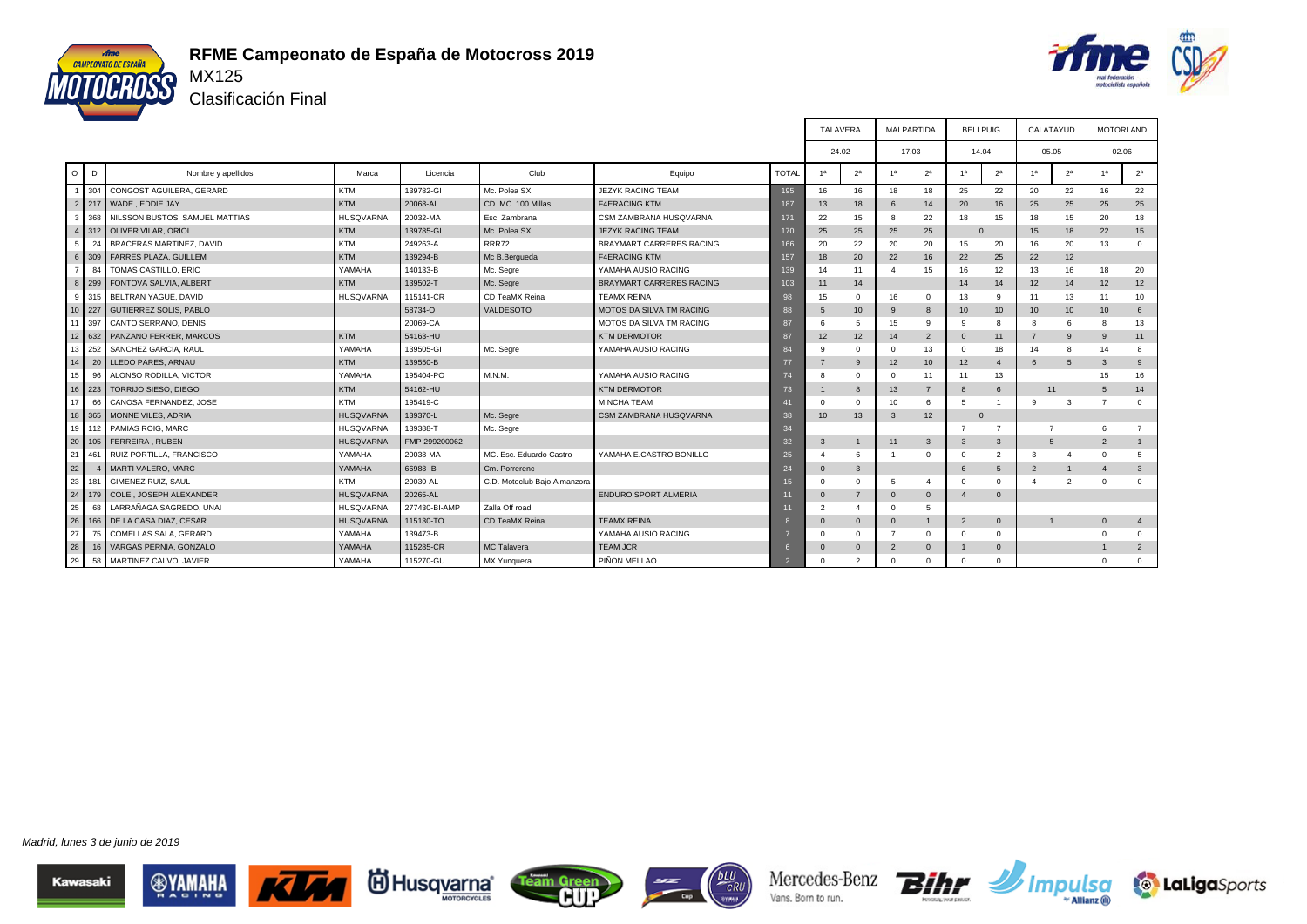# RFME Campeonato de España de Motocross 2019

## MX125

### Clasificación Final

| | | | | | | | | TALAVERA | | MALPARTIDA | | BELLPUIG | | CALATAYUD | | MOTORLAND | |
|---|---|---|---|---|---|---|---|---|---|---|---|---|---|---|---|---|---|
| | | | | | | | | 24.02 | | 17.03 | | 14.04 | | 05.05 | | 02.06 | |
| O | D | Nombre y apellidos | Marca | Licencia | Club | Equipo | TOTAL | 1ª | 2ª | 1ª | 2ª | 1ª | 2ª | 1ª | 2ª | 1ª | 2ª |
| 1 | 304 | CONGOST AGUILERA, GERARD | KTM | 139782-GI | Mc. Polea SX | JEZYK RACING TEAM | 195 | 16 | 16 | 18 | 18 | 25 | 22 | 20 | 22 | 16 | 22 |
| 2 | 217 | WADE , EDDIE JAY | KTM | 20068-AL | CD. MC. 100 Millas | F4ERACING KTM | 187 | 13 | 18 | 6 | 14 | 20 | 16 | 25 | 25 | 25 | 25 |
| 3 | 368 | NILSSON BUSTOS, SAMUEL MATTIAS | HUSQVARNA | 20032-MA | Esc. Zambrana | CSM ZAMBRANA HUSQVARNA | 171 | 22 | 15 | 8 | 22 | 18 | 15 | 18 | 15 | 20 | 18 |
| 4 | 312 | OLIVER VILAR, ORIOL | KTM | 139785-GI | Mc. Polea SX | JEZYK RACING TEAM | 170 | 25 | 25 | 25 | 25 | 0 | | 15 | 18 | 22 | 15 |
| 5 | 24 | BRACERAS MARTINEZ, DAVID | KTM | 249263-A | RRR72 | BRAYMART CARRERES RACING | 166 | 20 | 22 | 20 | 20 | 15 | 20 | 16 | 20 | 13 | 0 |
| 6 | 309 | FARRES PLAZA, GUILLEM | KTM | 139294-B | Mc B.Bergueda | F4ERACING KTM | 157 | 18 | 20 | 22 | 16 | 22 | 25 | 22 | 12 | | |
| 7 | 84 | TOMAS CASTILLO, ERIC | YAMAHA | 140133-B | Mc. Segre | YAMAHA AUSIO RACING | 139 | 14 | 11 | 4 | 15 | 16 | 12 | 13 | 16 | 18 | 20 |
| 8 | 299 | FONTOVA SALVIA, ALBERT | KTM | 139502-T | Mc. Segre | BRAYMART CARRERES RACING | 103 | 11 | 14 | | | 14 | 14 | 12 | 14 | 12 | 12 |
| 9 | 315 | BELTRAN YAGUE, DAVID | HUSQVARNA | 115141-CR | CD TeaMX Reina | TEAMX REINA | 98 | 15 | 0 | 16 | 0 | 13 | 9 | 11 | 13 | 11 | 10 |
| 10 | 227 | GUTIERREZ SOLIS, PABLO | | 58734-O | VALDESOTO | MOTOS DA SILVA TM RACING | 88 | 5 | 10 | 9 | 8 | 10 | 10 | 10 | 10 | 10 | 6 |
| 11 | 397 | CANTO SERRANO, DENIS | | 20069-CA | | MOTOS DA SILVA TM RACING | 87 | 6 | 5 | 15 | 9 | 9 | 8 | 8 | 6 | 8 | 13 |
| 12 | 632 | PANZANO FERRER, MARCOS | KTM | 54163-HU | | KTM DERMOTOR | 87 | 12 | 12 | 14 | 2 | 0 | 11 | 7 | 9 | 9 | 11 |
| 13 | 252 | SANCHEZ GARCIA, RAUL | YAMAHA | 139505-GI | Mc. Segre | YAMAHA AUSIO RACING | 84 | 9 | 0 | 0 | 13 | 0 | 18 | 14 | 8 | 14 | 8 |
| 14 | 20 | LLEDO PARES, ARNAU | KTM | 139550-B | | | 77 | 7 | 9 | 12 | 10 | 12 | 4 | 6 | 5 | 3 | 9 |
| 15 | 96 | ALONSO RODILLA, VICTOR | YAMAHA | 195404-PO | M.N.M. | YAMAHA AUSIO RACING | 74 | 8 | 0 | 0 | 11 | 11 | 13 | | | 15 | 16 |
| 16 | 223 | TORRIJO SIESO, DIEGO | KTM | 54162-HU | | KTM DERMOTOR | 73 | 1 | 8 | 13 | 7 | 8 | 6 | 11 | | 5 | 14 |
| 17 | 66 | CANOSA FERNANDEZ, JOSE | KTM | 195419-C | | MINCHA TEAM | 41 | 0 | 0 | 10 | 6 | 5 | 1 | 9 | 3 | 7 | 0 |
| 18 | 365 | MONNE VILES, ADRIA | HUSQVARNA | 139370-L | Mc. Segre | CSM ZAMBRANA HUSQVARNA | 38 | 10 | 13 | 3 | 12 | 0 | | | | | |
| 19 | 112 | PAMIAS ROIG, MARC | HUSQVARNA | 139388-T | Mc. Segre | | 34 | | | | | 7 | 7 | 7 | | 6 | 7 |
| 20 | 105 | FERREIRA , RUBEN | HUSQVARNA | FMP-299200062 | | | 32 | 3 | 1 | 11 | 3 | 3 | 3 | 5 | | 2 | 1 |
| 21 | 461 | RUIZ PORTILLA, FRANCISCO | YAMAHA | 20038-MA | MC. Esc. Eduardo Castro | YAMAHA E.CASTRO BONILLO | 25 | 4 | 6 | 1 | 0 | 0 | 2 | 3 | 4 | 0 | 5 |
| 22 | 4 | MARTI VALERO, MARC | YAMAHA | 66988-IB | Cm. Porrerenc | | 24 | 0 | 3 | | | 6 | 5 | 2 | 1 | 4 | 3 |
| 23 | 181 | GIMENEZ RUIZ, SAUL | KTM | 20030-AL | C.D. Motoclub Bajo Almanzora | | 15 | 0 | 0 | 5 | 4 | 0 | 0 | 4 | 2 | 0 | 0 |
| 24 | 179 | COLE , JOSEPH ALEXANDER | HUSQVARNA | 20265-AL | | ENDURO SPORT ALMERIA | 11 | 0 | 7 | 0 | 0 | 4 | 0 | | | | |
| 25 | 68 | LARRAÑAGA SAGREDO, UNAI | HUSQVARNA | 277430-BI-AMP | Zalla Off road | | 11 | 2 | 4 | 0 | 5 | | | | | | |
| 26 | 166 | DE LA CASA DIAZ, CESAR | HUSQVARNA | 115130-TO | CD TeaMX Reina | TEAMX REINA | 8 | 0 | 0 | 0 | 1 | 2 | 0 | 1 | | 0 | 4 |
| 27 | 75 | COMELLAS SALA, GERARD | YAMAHA | 139473-B | | YAMAHA AUSIO RACING | 7 | 0 | 0 | 7 | 0 | 0 | 0 | | | 0 | 0 |
| 28 | 16 | VARGAS PERNIA, GONZALO | YAMAHA | 115285-CR | MC Talavera | TEAM JCR | 6 | 0 | 0 | 2 | 0 | 1 | 0 | | | 1 | 2 |
| 29 | 58 | MARTINEZ CALVO, JAVIER | YAMAHA | 115270-GU | MX Yunquera | PIÑON MELLAO | 2 | 0 | 2 | 0 | 0 | 0 | 0 | | | 0 | 0 |

*Madrid, lunes 3 de junio de 2019*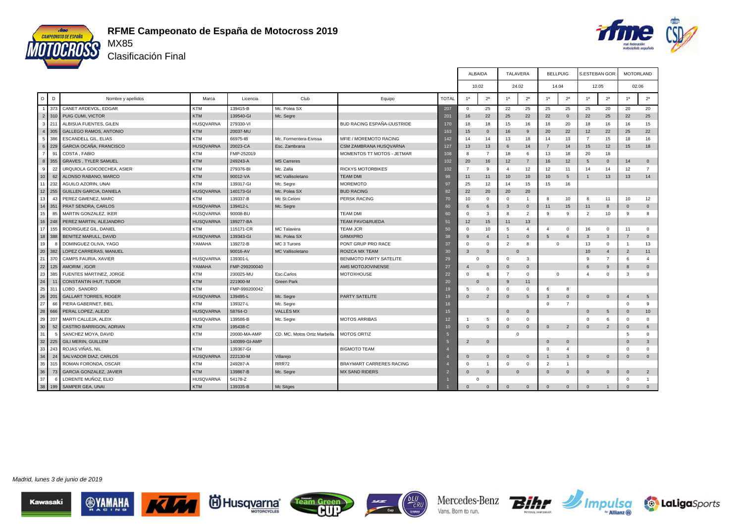# RFME Campeonato de España de Motocross 2019

## MX85

### Clasificación Final

| O | D | Nombre y apellidos | Marca | Licencia | Club | Equipo | TOTAL | ALBAIDA 10.02 | | TALAVERA 24.02 | | BELLPUIG 14.04 | | S.ESTEBAN GOR. 12.05 | | MOTORLAND 02.06 | |
|---|---|---|---|---|---|---|---|---|---|---|---|---|---|---|---|---|---|
| | | | | | | | | 1ª | 2ª | 1ª | 2ª | 1ª | 2ª | 1ª | 2ª | 1ª | 2ª |
| 1 | 373 | CANET ARDEVOL, EDGAR | KTM | 139415-B | Mc. Polea SX | | 207 | 0 | 25 | 22 | 25 | 25 | 25 | 25 | 20 | 20 | 20 |
| 2 | 310 | PUIG CUMI, VICTOR | KTM | 139540-GI | Mc. Segre | | 201 | 16 | 22 | 25 | 22 | 22 | 0 | 22 | 25 | 22 | 25 |
| 3 | 211 | ALBISUA FUENTES, GILEN | HUSQVARNA | 279330-VI | | BUD RACING ESPAÑA-IJUSTRIDE | 170 | 18 | 18 | 15 | 16 | 18 | 20 | 18 | 16 | 16 | 15 |
| 4 | 305 | GALLEGO RAMOS, ANTONIO | KTM | 20037-MU | | | 163 | 15 | 0 | 16 | 9 | 20 | 22 | 12 | 22 | 25 | 22 |
| 5 | 386 | ESCANDELL GIL, ELIAS | KTM | 66975-IB | Mc. Formentera-Eivissa | MFIE / MOREMOTO RACING | 142 | 14 | 14 | 13 | 18 | 14 | 13 | 7 | 15 | 18 | 16 |
| 6 | 229 | GARCIA OCAÑA, FRANCISCO | HUSQVARNA | 20023-CA | Esc. Zambrana | CSM ZAMBRANA HUSQVARNA | 127 | 13 | 13 | 6 | 14 | 7 | 14 | 15 | 12 | 15 | 18 |
| 7 | 91 | COSTA , FABIO | KTM | FMP-252019 | | MOMENTOS TT MOTOS - JETMAR | 108 | 8 | 7 | 18 | 6 | 13 | 18 | 20 | 18 | | |
| 8 | 355 | GRAVES , TYLER SAMUEL | KTM | 249243-A | MS Carreres | | 102 | 20 | 16 | 12 | 7 | 16 | 12 | 5 | 0 | 14 | 0 |
| 9 | 22 | URQUIOLA GOICOECHEA, ASIER | KTM | 279376-BI | Mc. Zalla | RICKYS MOTORBIKES | 102 | 7 | 9 | 4 | 12 | 12 | 11 | 14 | 14 | 12 | 7 |
| 10 | 62 | ALONSO RABANO, MARCO | KTM | 90012-VA | MC Vallisoletano | TEAM DMI | 98 | 11 | 11 | 10 | 10 | 10 | 5 | 1 | 13 | 13 | 14 |
| 11 | 232 | AGUILO AZORIN, UNAI | KTM | 139317-GI | Mc. Segre | MOREMOTO | 97 | 25 | 12 | 14 | 15 | 15 | 16 | | | | |
| 12 | 255 | GUILLEN GARCIA, DANIELA | HUSQVARNA | 140173-GI | Mc. Polea SX | BUD RACING | 82 | 22 | 20 | 20 | 20 | | | | | | |
| 13 | 43 | PEREZ GIMENEZ, MARC | KTM | 139337-B | Mc St.Celoni | PERSK RACING | 70 | 10 | 0 | 0 | 1 | 8 | 10 | 8 | 11 | 10 | 12 |
| 14 | 351 | PRAT SENDRA, CARLOS | HUSQVARNA | 139412-L | Mc. Segre | | 60 | 6 | 6 | 3 | 0 | 11 | 15 | 11 | 8 | 0 | 0 |
| 15 | 85 | MARTIN GONZALEZ, IKER | HUSQVARNA | 90008-BU | | TEAM DMI | 60 | 0 | 3 | 8 | 2 | 9 | 9 | 2 | 10 | 9 | 8 |
| 16 | 248 | PEREZ MARTIN, ALEJANDRO | HUSQVARNA | 189277-BA | | TEAM PAVO&RUEDA | 51 | 12 | 15 | 11 | 13 | | | | | | |
| 17 | 155 | RODRIGUEZ GIL, DANIEL | KTM | 115171-CR | MC Talavera | TEAM JCR | 50 | 0 | 10 | 5 | 4 | 4 | 0 | 16 | 0 | 11 | 0 |
| 18 | 388 | BENITEZ MARULL, DAVID | HUSQVARNA | 139343-GI | Mc. Polea SX | GRMXPRO | 38 | 9 | 4 | 1 | 0 | 5 | 6 | 3 | 3 | 7 | 0 |
| 19 | 8 | DOMINGUEZ OLIVA, YAGO | YAMAHA | 139272-B | MC 3 Turons | PONT GRUP PRO RACE | 37 | 0 | 0 | 2 | 8 | 0 | | 13 | 0 | 1 | 13 |
| 20 | 382 | LOPEZ CARRERAS, MANUEL | | 90016-AV | MC Vallisoletano | ROIZCA MX TEAM | 30 | 3 | 0 | 0 | | | | 10 | 4 | 2 | 11 |
| 21 | 370 | CAMPS FAURIA, XAVIER | HUSQVARNA | 139301-L | | BENIMOTO PARTY SATELITE | 29 | 0 | | 0 | 3 | | | 9 | 7 | 6 | 4 |
| 22 | 125 | AMORIM , IGOR | YAMAHA | FMP-299200040 | | AMS MOTOJOVINENSE | 27 | 4 | 0 | 0 | 0 | | | 6 | 9 | 8 | 0 |
| 23 | 385 | FUENTES MARTINEZ, JORGE | KTM | 230025-MU | Esc.Carlos | MOTOXHOUSE | 22 | 0 | 8 | 7 | 0 | 0 | | 4 | 0 | 3 | 0 |
| 24 | 11 | CONSTANTIN IHUT, TUDOR | KTM | 221900-M | Green Park | | 20 | 0 | | 9 | 11 | | | | | | |
| 25 | 311 | LOBO , SANDRO | KTM | FMP-999200042 | | | 19 | 5 | 0 | 0 | 0 | 6 | 8 | | | | |
| 26 | 201 | GALLART TORRES, ROGER | HUSQVARNA | 139495-L | Mc. Segre | PARTY SATELITE | 19 | 0 | 2 | 0 | 5 | 3 | 0 | 0 | 0 | 4 | 5 |
| 27 | 66 | PIERA GABERNET, BIEL | KTM | 139327-L | Mc. Segre | | 16 | | | | | 0 | 7 | | | 0 | 9 |
| 28 | 666 | PERAL LOPEZ, ALEJO | HUSQVARNA | 58764-O | VALLÉS MX | | 15 | | | 0 | 0 | | | 0 | 5 | 0 | 10 |
| 29 | 207 | MARTI CALLEJA, ALEIX | HUSQVARNA | 139586-B | Mc. Segre | MOTOS ARRIBAS | 12 | 1 | 5 | 0 | 0 | | | 0 | 6 | 0 | 0 |
| 30 | 52 | CASTRO BARRIGON, ADRIAN | KTM | 195438-C | | | 10 | 0 | 0 | 0 | 0 | 0 | 2 | 0 | 2 | 0 | 6 |
| 31 | 5 | SANCHEZ MOYA, DAVID | KTM | 20000-MA-AMP | CD. MC. Motos Ortiz Marbella | MOTOS ORTIZ | 5 | | | 0 | | | | | | 5 | 0 |
| 32 | 225 | GILI MERIN, GUILLEM | | 140099-GI-AMP | | | 5 | 2 | 0 | | | 0 | 0 | | | 0 | 3 |
| 33 | 243 | ROJAS VIÑAS, NIL | KTM | 139367-GI | | BIGMOTO TEAM | 4 | | | | | 0 | 4 | | | 0 | 0 |
| 34 | 24 | SALVADOR DIAZ, CARLOS | HUSQVARNA | 222130-M | Villarejo | | 4 | 0 | 0 | 0 | 0 | 1 | 3 | 0 | 0 | 0 | 0 |
| 35 | 315 | ROMAN FORONDA, OSCAR | KTM | 249287-A | RRR72 | BRAYMART CARRERES RACING | 4 | 0 | 1 | 0 | 0 | 2 | 1 | | | | |
| 36 | 73 | GARCIA GONZALEZ, JAVIER | KTM | 139867-B | Mc. Segre | MX SAND RIDERS | 2 | 0 | 0 | 0 | | 0 | 0 | 0 | 0 | 0 | 2 |
| 37 | 6 | LORENTE MUÑOZ, ELIO | HUSQVARNA | 54178-Z | | | 1 | 0 | | | | | | | | 0 | 1 |
| 38 | 199 | SAMPER GEA, UNAI | KTM | 139335-B | Mc Sitges | | 1 | 0 | 0 | 0 | 0 | 0 | 0 | 0 | 1 | 0 | 0 |

*Madrid, lunes 3 de junio de 2019*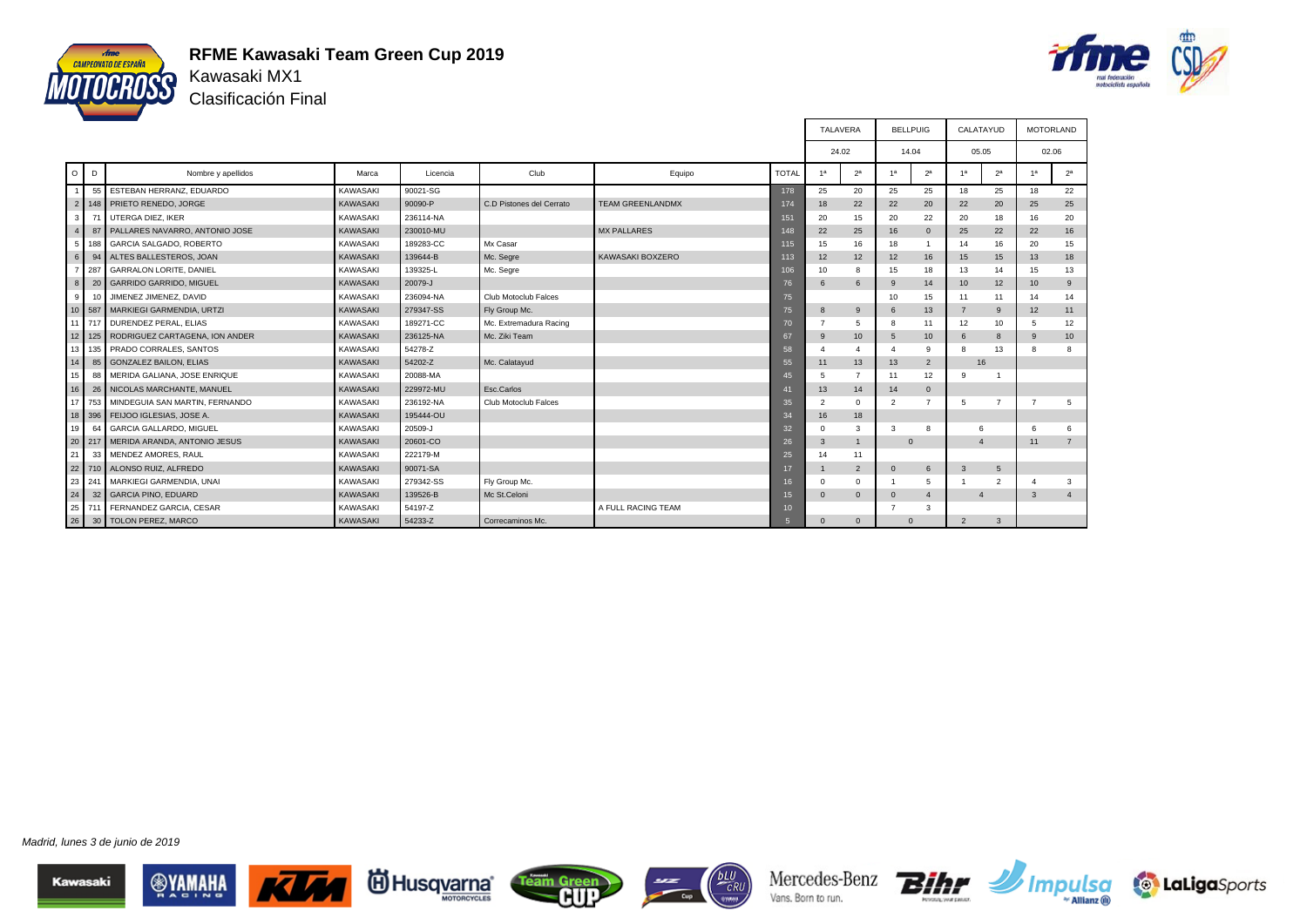# RFME Kawasaki Team Green Cup 2019

## Kawasaki MX1

### Clasificación Final

| O | D | Nombre y apellidos | Marca | Licencia | Club | Equipo | TOTAL | TALAVERA 24.02 | | BELLPUIG 14.04 | | CALATAYUD 05.05 | | MOTORLAND 02.06 | |
|---|---|---|---|---|---|---|---|---|---|---|---|---|---|---|---|
| | | | | | | | | 1ª | 2ª | 1ª | 2ª | 1ª | 2ª | 1ª | 2ª |
| 1 | 55 | ESTEBAN HERRANZ, EDUARDO | KAWASAKI | 90021-SG | | | 178 | 25 | 20 | 25 | 25 | 18 | 25 | 18 | 22 |
| 2 | 148 | PRIETO RENEDO, JORGE | KAWASAKI | 90090-P | C.D Pistones del Cerrato | TEAM GREENLANDMX | 174 | 18 | 22 | 22 | 20 | 22 | 20 | 25 | 25 |
| 3 | 71 | UTERGA DIEZ, IKER | KAWASAKI | 236114-NA | | | 151 | 20 | 15 | 20 | 22 | 20 | 18 | 16 | 20 |
| 4 | 87 | PALLARES NAVARRO, ANTONIO JOSE | KAWASAKI | 230010-MU | | MX PALLARES | 148 | 22 | 25 | 16 | 0 | 25 | 22 | 22 | 16 |
| 5 | 188 | GARCIA SALGADO, ROBERTO | KAWASAKI | 189283-CC | Mx Casar | | 115 | 15 | 16 | 18 | 1 | 14 | 16 | 20 | 15 |
| 6 | 94 | ALTES BALLESTEROS, JOAN | KAWASAKI | 139644-B | Mc. Segre | KAWASAKI BOXZERO | 113 | 12 | 12 | 12 | 16 | 15 | 15 | 13 | 18 |
| 7 | 287 | GARRALON LORITE, DANIEL | KAWASAKI | 139325-L | Mc. Segre | | 106 | 10 | 8 | 15 | 18 | 13 | 14 | 15 | 13 |
| 8 | 20 | GARRIDO GARRIDO, MIGUEL | KAWASAKI | 20079-J | | | 76 | 6 | 6 | 9 | 14 | 10 | 12 | 10 | 9 |
| 9 | 10 | JIMENEZ JIMENEZ, DAVID | KAWASAKI | 236094-NA | Club Motoclub Falces | | 75 | | | 10 | 15 | 11 | 11 | 14 | 14 |
| 10 | 587 | MARKIEGI GARMENDIA, URTZI | KAWASAKI | 279347-SS | Fly Group Mc. | | 75 | 8 | 9 | 6 | 13 | 7 | 9 | 12 | 11 |
| 11 | 717 | DURENDEZ PERAL, ELIAS | KAWASAKI | 189271-CC | Mc. Extremadura Racing | | 70 | 7 | 5 | 8 | 11 | 12 | 10 | 5 | 12 |
| 12 | 125 | RODRIGUEZ CARTAGENA, ION ANDER | KAWASAKI | 236125-NA | Mc. Ziki Team | | 67 | 9 | 10 | 5 | 10 | 6 | 8 | 9 | 10 |
| 13 | 135 | PRADO CORRALES, SANTOS | KAWASAKI | 54278-Z | | | 58 | 4 | 4 | 4 | 9 | 8 | 13 | 8 | 8 |
| 14 | 85 | GONZALEZ BAILON, ELIAS | KAWASAKI | 54202-Z | Mc. Calatayud | | 55 | 11 | 13 | 13 | 2 | 16 | | | |
| 15 | 88 | MERIDA GALIANA, JOSE ENRIQUE | KAWASAKI | 20088-MA | | | 45 | 5 | 7 | 11 | 12 | 9 | 1 | | |
| 16 | 26 | NICOLAS MARCHANTE, MANUEL | KAWASAKI | 229972-MU | Esc.Carlos | | 41 | 13 | 14 | 14 | 0 | | | | |
| 17 | 753 | MINDEGUIA SAN MARTIN, FERNANDO | KAWASAKI | 236192-NA | Club Motoclub Falces | | 35 | 2 | 0 | 2 | 7 | 5 | 7 | 7 | 5 |
| 18 | 396 | FEIJOO IGLESIAS, JOSE A. | KAWASAKI | 195444-OU | | | 34 | 16 | 18 | | | | | | |
| 19 | 64 | GARCIA GALLARDO, MIGUEL | KAWASAKI | 20509-J | | | 32 | 0 | 3 | 3 | 8 | 6 | | 6 | 6 |
| 20 | 217 | MERIDA ARANDA, ANTONIO JESUS | KAWASAKI | 20601-CO | | | 26 | 3 | 1 | 0 | | 4 | | 11 | 7 |
| 21 | 33 | MENDEZ AMORES, RAUL | KAWASAKI | 222179-M | | | 25 | 14 | 11 | | | | | | |
| 22 | 710 | ALONSO RUIZ, ALFREDO | KAWASAKI | 90071-SA | | | 17 | 1 | 2 | 0 | 6 | 3 | 5 | | |
| 23 | 241 | MARKIEGI GARMENDIA, UNAI | KAWASAKI | 279342-SS | Fly Group Mc. | | 16 | 0 | 0 | 1 | 5 | 1 | 2 | 4 | 3 |
| 24 | 32 | GARCIA PINO, EDUARD | KAWASAKI | 139526-B | Mc St.Celoni | | 15 | 0 | 0 | 0 | 4 | 4 | | 3 | 4 |
| 25 | 711 | FERNANDEZ GARCIA, CESAR | KAWASAKI | 54197-Z | | A FULL RACING TEAM | 10 | | | 7 | 3 | | | | |
| 26 | 30 | TOLON PEREZ, MARCO | KAWASAKI | 54233-Z | Correcaminos Mc. | | 5 | 0 | 0 | 0 | | 2 | 3 | | |

*Madrid, lunes 3 de junio de 2019*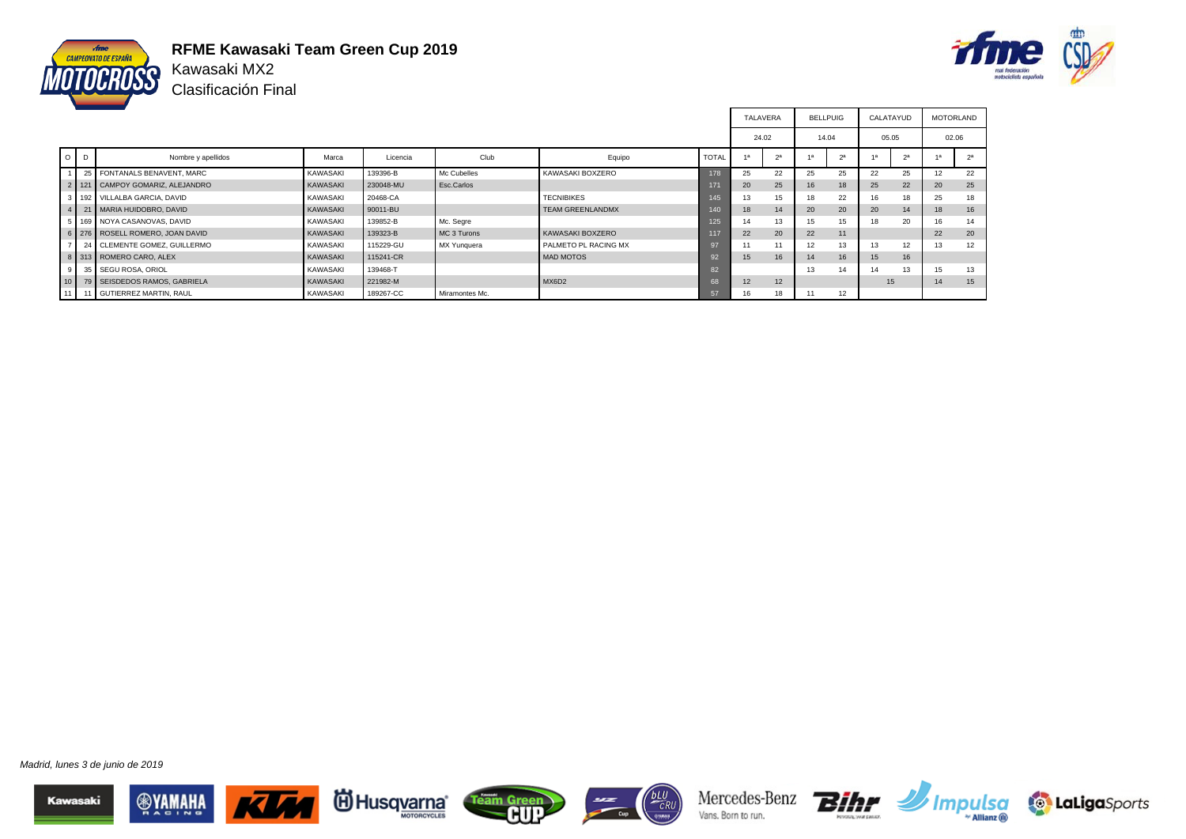# RFME Kawasaki Team Green Cup 2019

Kawasaki MX2

Clasificación Final

| O | D | Nombre y apellidos | Marca | Licencia | Club | Equipo | TOTAL | TALAVERA 24.02 | | BELLPUIG 14.04 | | CALATAYUD 05.05 | | MOTORLAND 02.06 | |
|---|---|---|---|---|---|---|---|---|---|---|---|---|---|---|---|
| | | | | | | | | 1ª | 2ª | 1ª | 2ª | 1ª | 2ª | 1ª | 2ª |
| 1 | 25 | FONTANALS BENAVENT, MARC | KAWASAKI | 139396-B | Mc Cubelles | KAWASAKI BOXZERO | 178 | 25 | 22 | 25 | 25 | 22 | 25 | 12 | 22 |
| 2 | 121 | CAMPOY GOMARIZ, ALEJANDRO | KAWASAKI | 230048-MU | Esc.Carlos | | 171 | 20 | 25 | 16 | 18 | 25 | 22 | 20 | 25 |
| 3 | 192 | VILLALBA GARCIA, DAVID | KAWASAKI | 20468-CA | | TECNIBIKES | 145 | 13 | 15 | 18 | 22 | 16 | 18 | 25 | 18 |
| 4 | 21 | MARIA HUIDOBRO, DAVID | KAWASAKI | 90011-BU | | TEAM GREENLANDMX | 140 | 18 | 14 | 20 | 20 | 20 | 14 | 18 | 16 |
| 5 | 169 | NOYA CASANOVAS, DAVID | KAWASAKI | 139852-B | Mc. Segre | | 125 | 14 | 13 | 15 | 15 | 18 | 20 | 16 | 14 |
| 6 | 276 | ROSELL ROMERO, JOAN DAVID | KAWASAKI | 139323-B | MC 3 Turons | KAWASAKI BOXZERO | 117 | 22 | 20 | 22 | 11 | | | 22 | 20 |
| 7 | 24 | CLEMENTE GOMEZ, GUILLERMO | KAWASAKI | 115229-GU | MX Yunquera | PALMETO PL RACING MX | 97 | 11 | 11 | 12 | 13 | 13 | 12 | 13 | 12 |
| 8 | 313 | ROMERO CARO, ALEX | KAWASAKI | 115241-CR | | MAD MOTOS | 92 | 15 | 16 | 14 | 16 | 15 | 16 | | |
| 9 | 35 | SEGU ROSA, ORIOL | KAWASAKI | 139468-T | | | 82 | | | 13 | 14 | 14 | 13 | 15 | 13 |
| 10 | 79 | SEISDEDOS RAMOS, GABRIELA | KAWASAKI | 221982-M | | MX6D2 | 68 | 12 | 12 | | | 15 | | 14 | 15 |
| 11 | 11 | GUTIERREZ MARTIN, RAUL | KAWASAKI | 189267-CC | Miramontes Mc. | | 57 | 16 | 18 | 11 | 12 | | | | |

*Madrid, lunes 3 de junio de 2019*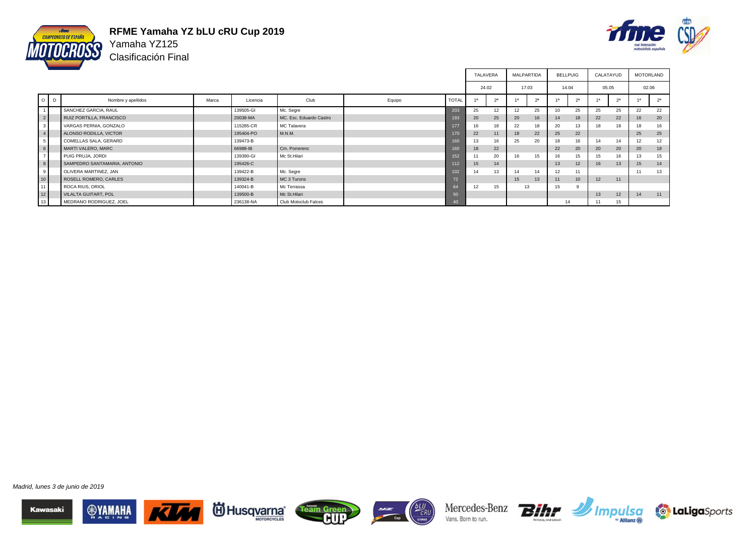# RFME Yamaha YZ bLU cRU Cup 2019

## Yamaha YZ125

## Clasificación Final

| | | | | | | | | TALAVERA | | MALPARTIDA | | BELLPUIG | | CALATAYUD | | MOTORLAND | |
|---|---|---|---|---|---|---|---|---|---|---|---|---|---|---|---|---|---|
| | | | | | | | | 24.02 | | 17.03 | | 14.04 | | 05.05 | | 02.06 | |
| O | D | Nombre y apellidos | Marca | Licencia | Club | Equipo | TOTAL | 1ª | 2ª | 1ª | 2ª | 1ª | 2ª | 1ª | 2ª | 1ª | 2ª |
| 1 | | SANCHEZ GARCIA, RAUL | | 139505-GI | Mc. Segre | | 203 | 25 | 12 | 12 | 25 | 10 | 25 | 25 | 25 | 22 | 22 |
| 2 | | RUIZ PORTILLA, FRANCISCO | | 20038-MA | MC. Esc. Eduardo Castro | | 193 | 20 | 25 | 20 | 16 | 14 | 18 | 22 | 22 | 16 | 20 |
| 3 | | VARGAS PERNIA, GONZALO | | 115285-CR | MC Talavera | | 177 | 16 | 18 | 22 | 18 | 20 | 13 | 18 | 18 | 18 | 16 |
| 4 | | ALONSO RODILLA, VICTOR | | 195404-PO | M.N.M. | | 170 | 22 | 11 | 18 | 22 | 25 | 22 | | | 25 | 25 |
| 5 | | COMELLAS SALA, GERARD | | 139473-B | | | 160 | 13 | 16 | 25 | 20 | 18 | 16 | 14 | 14 | 12 | 12 |
| 6 | | MARTI VALERO, MARC | | 66988-IB | Cm. Porrerenc | | 160 | 18 | 22 | | | 22 | 20 | 20 | 20 | 20 | 18 |
| 7 | | PUIG PRUJA, JORDI | | 139390-GI | Mc St.Hilari | | 152 | 11 | 20 | 16 | 15 | 16 | 15 | 15 | 16 | 13 | 15 |
| 8 | | SAMPEDRO SANTAMARIA, ANTONIO | | 195426-C | | | 112 | 15 | 14 | | | 13 | 12 | 16 | 13 | 15 | 14 |
| 9 | | OLIVERA MARTINEZ, JAN | | 139422-B | Mc. Segre | | 102 | 14 | 13 | 14 | 14 | 12 | 11 | | | 11 | 13 |
| 10 | | ROSELL ROMERO, CARLES | | 139324-B | MC 3 Turons | | 72 | | | 15 | 13 | 11 | 10 | 12 | 11 | | |
| 11 | | ROCA RIUS, ORIOL | | 140041-B | Mc Terrassa | | 64 | 12 | 15 | 13 | | 15 | 9 | | | | |
| 12 | | VILALTA GUITART, POL | | 139500-B | Mc St.Hilari | | 50 | | | | | | | 13 | 12 | 14 | 11 |
| 13 | | MEDRANO RODRIGUEZ, JOEL | | 236138-NA | Club Motoclub Falces | | 40 | | | | | 14 | | 11 | 15 | | |

*Madrid, lunes 3 de junio de 2019*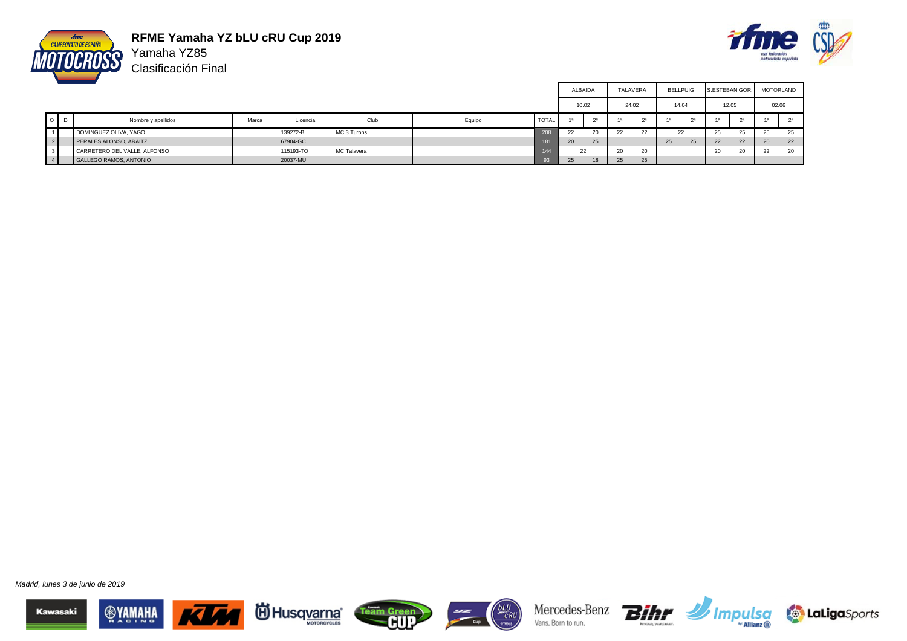# RFME Yamaha YZ bLU cRU Cup 2019

Yamaha YZ85

Clasificación Final

| O | D | Nombre y apellidos | Marca | Licencia | Club | Equipo | TOTAL | ALBAIDA 10.02 | | TALAVERA 24.02 | | BELLPUIG 14.04 | | S.ESTEBAN GOR. 12.05 | | MOTORLAND 02.06 | |
|---|---|---|---|---|---|---|---|---|---|---|---|---|---|---|---|---|---|
| | | | | | | | | 1ª | 2ª | 1ª | 2ª | 1ª | 2ª | 1ª | 2ª | 1ª | 2ª |
| 1 | | DOMINGUEZ OLIVA, YAGO | | 139272-B | MC 3 Turons | | 208 | 22 | 20 | 22 | 22 | 22 | | 25 | 25 | 25 | 25 |
| 2 | | PERALES ALONSO, ARAITZ | | 67904-GC | | | 181 | 20 | 25 | | | 25 | 25 | 22 | 22 | 20 | 22 |
| 3 | | CARRETERO DEL VALLE, ALFONSO | | 115193-TO | MC Talavera | | 144 | 22 | | 20 | 20 | | | 20 | 20 | 22 | 20 |
| 4 | | GALLEGO RAMOS, ANTONIO | | 20037-MU | | | 93 | 25 | 18 | 25 | 25 | | | | | | |

*Madrid, lunes 3 de junio de 2019*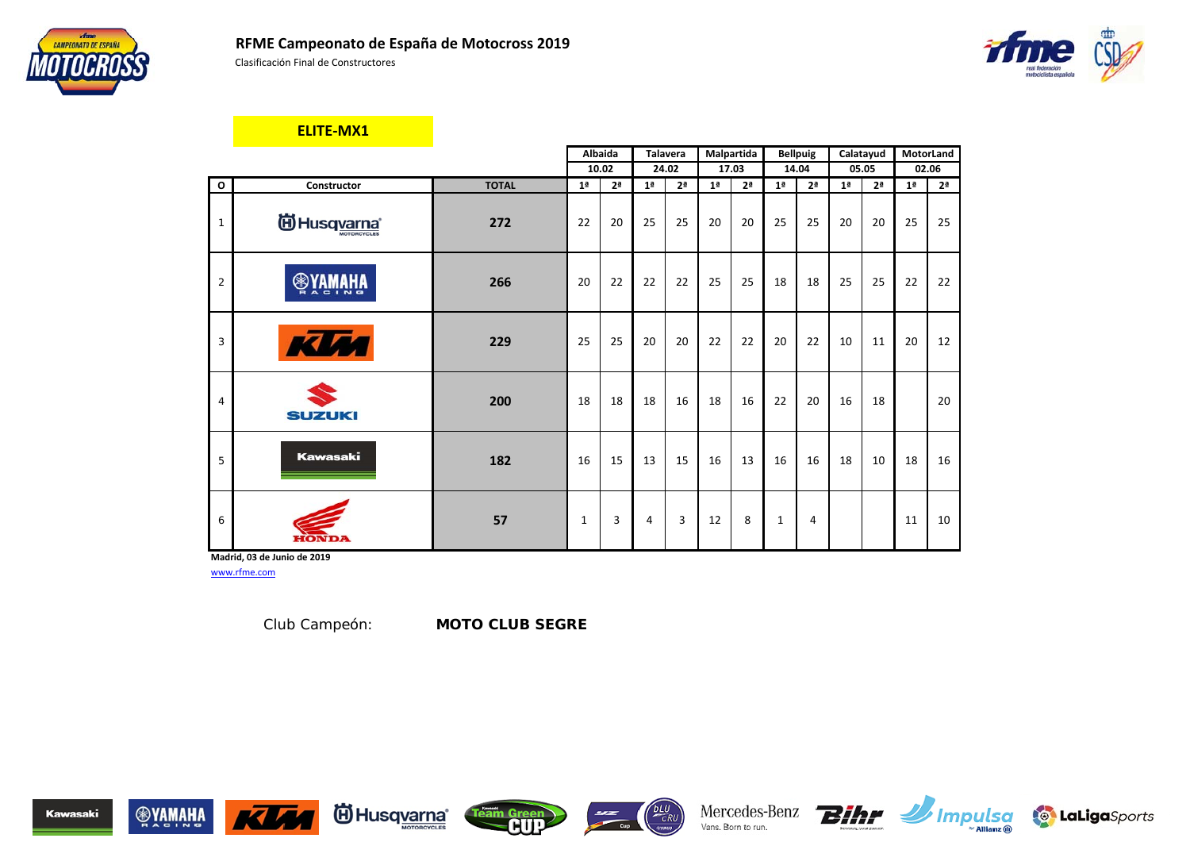# RFME Campeonato de España de Motocross 2019

Clasificación Final de Constructores

## ELITE-MX1

| | | | Albaida | | Talavera | | Malpartida | | Bellpuig | | Calatayud | | MotorLand | |
|---|---|---|---|---|---|---|---|---|---|---|---|---|---|---|
| | | | 10.02 | | 24.02 | | 17.03 | | 14.04 | | 05.05 | | 02.06 | |
| O | Constructor | TOTAL | 1ª | 2ª | 1ª | 2ª | 1ª | 2ª | 1ª | 2ª | 1ª | 2ª | 1ª | 2ª |
| 1 | Husqvarna | 272 | 22 | 20 | 25 | 25 | 20 | 20 | 25 | 25 | 20 | 20 | 25 | 25 |
| 2 | Yamaha | 266 | 20 | 22 | 22 | 22 | 25 | 25 | 18 | 18 | 25 | 25 | 22 | 22 |
| 3 | KTM | 229 | 25 | 25 | 20 | 20 | 22 | 22 | 20 | 22 | 10 | 11 | 20 | 12 |
| 4 | Suzuki | 200 | 18 | 18 | 18 | 16 | 18 | 16 | 22 | 20 | 16 | 18 | | 20 |
| 5 | Kawasaki | 182 | 16 | 15 | 13 | 15 | 16 | 13 | 16 | 16 | 18 | 10 | 18 | 16 |
| 6 | Honda | 57 | 1 | 3 | 4 | 3 | 12 | 8 | 1 | 4 | | | 11 | 10 |

**Madrid, 03 de Junio de 2019**

www.rfme.com

Club Campeón: **MOTO CLUB SEGRE**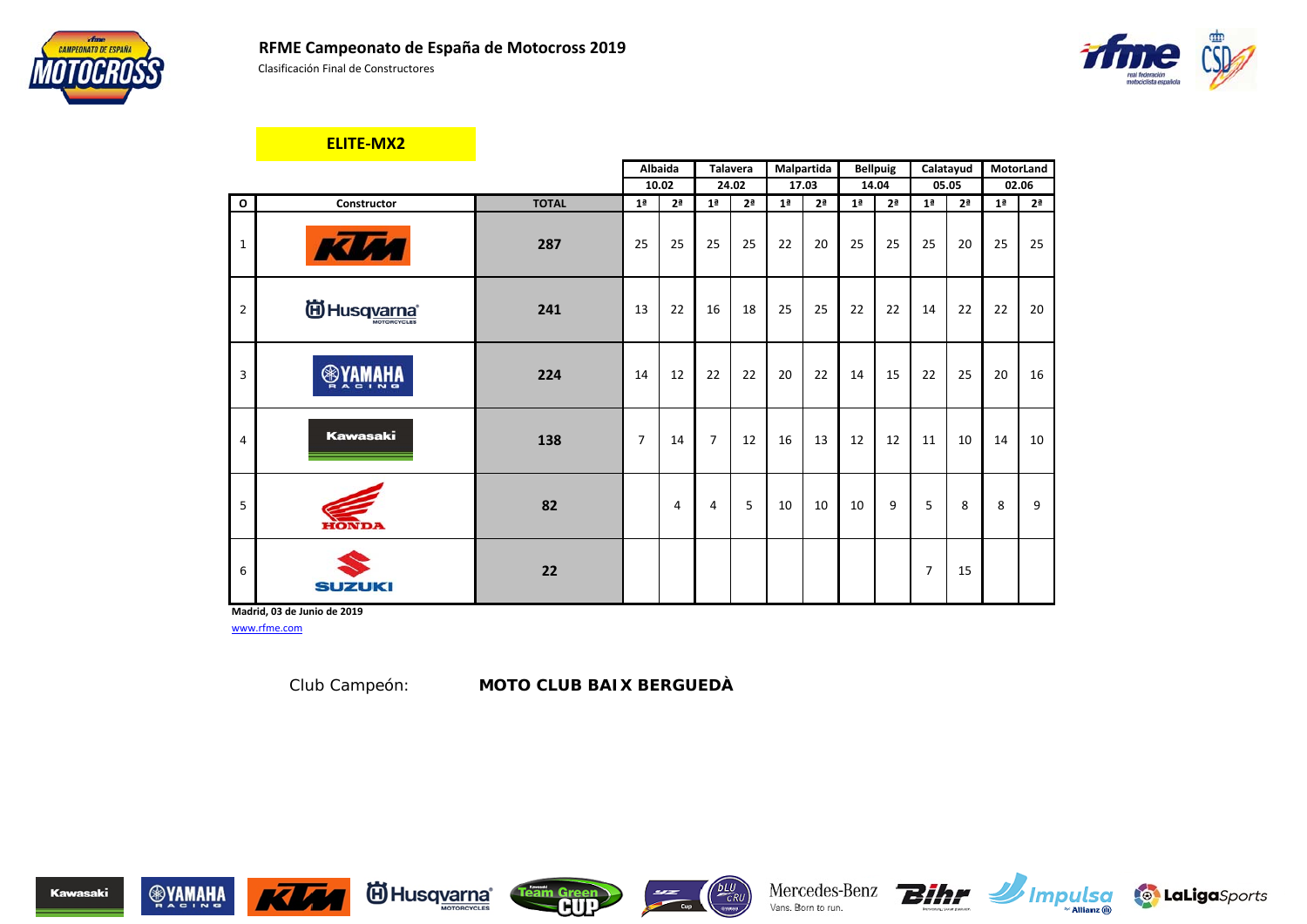# RFME Campeonato de España de Motocross 2019

Clasificación Final de Constructores

## ELITE-MX2

| | | | Albaida | | Talavera | | Malpartida | | Bellpuig | | Calatayud | | MotorLand | |
|---|---|---|---|---|---|---|---|---|---|---|---|---|---|---|
| | | | 10.02 | | 24.02 | | 17.03 | | 14.04 | | 05.05 | | 02.06 | |
| O | Constructor | TOTAL | 1ª | 2ª | 1ª | 2ª | 1ª | 2ª | 1ª | 2ª | 1ª | 2ª | 1ª | 2ª |
| 1 | KTM | 287 | 25 | 25 | 25 | 25 | 22 | 20 | 25 | 25 | 25 | 20 | 25 | 25 |
| 2 | Husqvarna | 241 | 13 | 22 | 16 | 18 | 25 | 25 | 22 | 22 | 14 | 22 | 22 | 20 |
| 3 | Yamaha | 224 | 14 | 12 | 22 | 22 | 20 | 22 | 14 | 15 | 22 | 25 | 20 | 16 |
| 4 | Kawasaki | 138 | 7 | 14 | 7 | 12 | 16 | 13 | 12 | 12 | 11 | 10 | 14 | 10 |
| 5 | Honda | 82 | | 4 | 4 | 5 | 10 | 10 | 10 | 9 | 5 | 8 | 8 | 9 |
| 6 | Suzuki | 22 | | | | | | | | | 7 | 15 | | |

**Madrid, 03 de Junio de 2019**

www.rfme.com

Club Campeón: **MOTO CLUB BAIX BERGUEDÀ**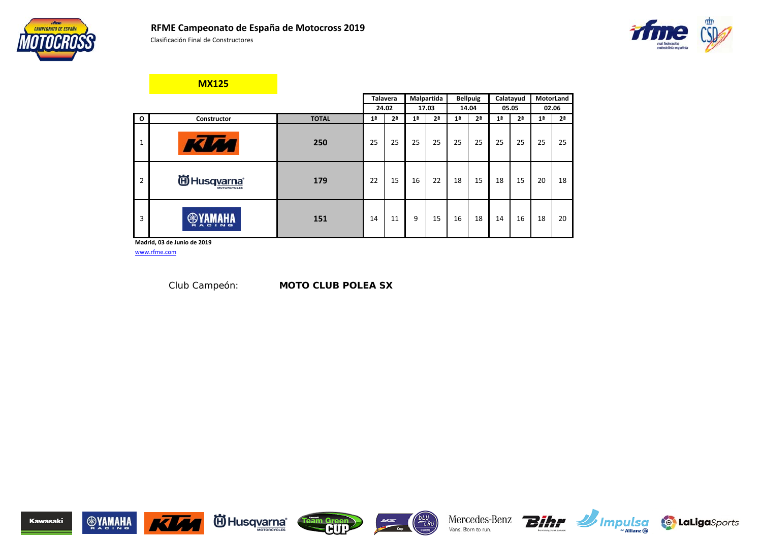# RFME Campeonato de España de Motocross 2019

Clasificación Final de Constructores

## MX125

| O | Constructor | TOTAL | Talavera 24.02 | | Malpartida 17.03 | | Bellpuig 14.04 | | Calatayud 05.05 | | MotorLand 02.06 | |
|---|---|---|---|---|---|---|---|---|---|---|---|---|
| | | | 1ª | 2ª | 1ª | 2ª | 1ª | 2ª | 1ª | 2ª | 1ª | 2ª |
| 1 | KTM | **250** | 25 | 25 | 25 | 25 | 25 | 25 | 25 | 25 | 25 | 25 |
| 2 | Husqvarna | **179** | 22 | 15 | 16 | 22 | 18 | 15 | 18 | 15 | 20 | 18 |
| 3 | Yamaha | **151** | 14 | 11 | 9 | 15 | 16 | 18 | 14 | 16 | 18 | 20 |

**Madrid, 03 de Junio de 2019**

www.rfme.com

Club Campeón: **MOTO CLUB POLEA SX**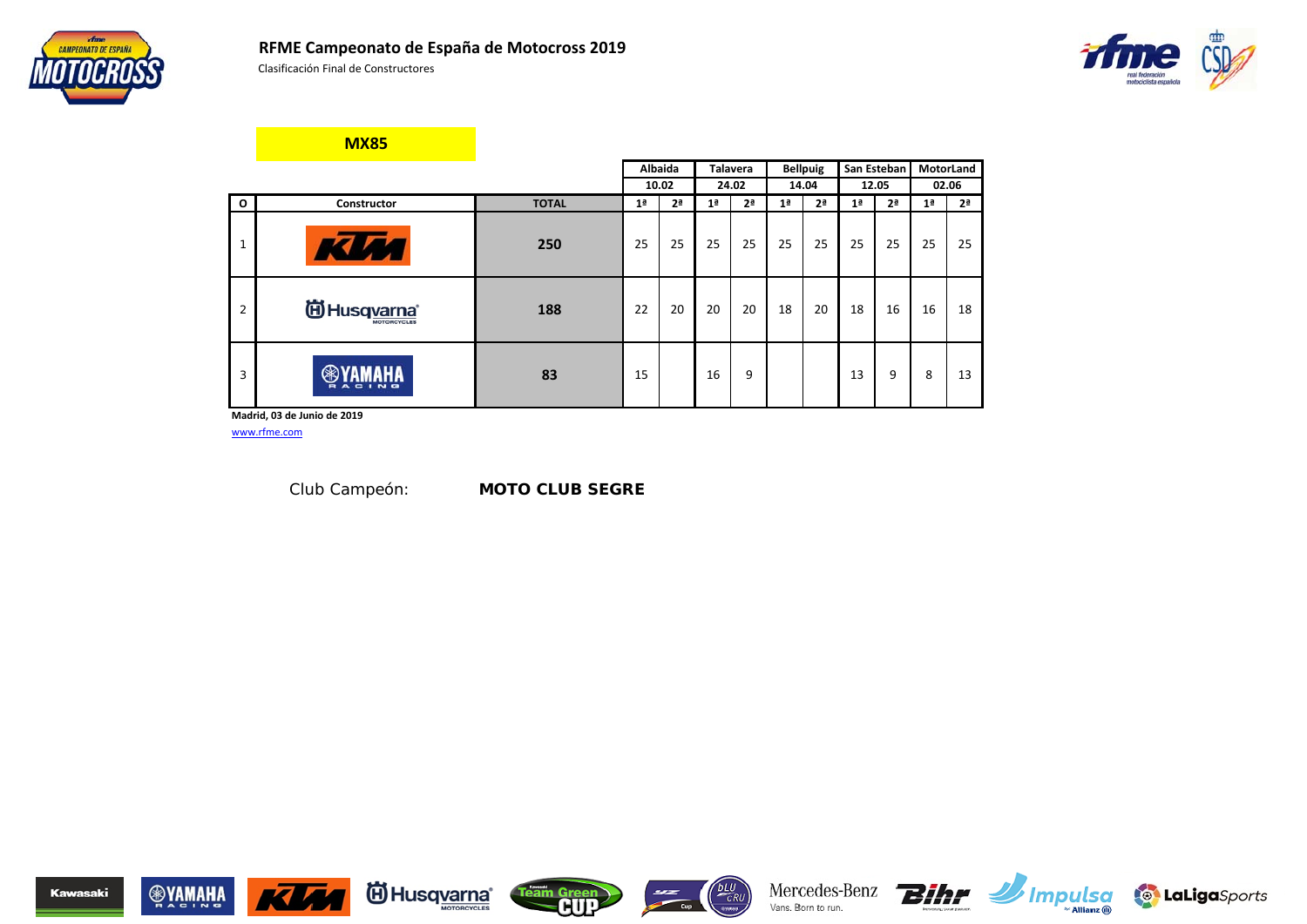# RFME Campeonato de España de Motocross 2019

Clasificación Final de Constructores

## MX85

| O | Constructor | TOTAL | Albaida 10.02 | | Talavera 24.02 | | Bellpuig 14.04 | | San Esteban 12.05 | | MotorLand 02.06 | |
|---|---|---|---|---|---|---|---|---|---|---|---|---|
| | | | 1ª | 2ª | 1ª | 2ª | 1ª | 2ª | 1ª | 2ª | 1ª | 2ª |
| 1 | KTM | **250** | 25 | 25 | 25 | 25 | 25 | 25 | 25 | 25 | 25 | 25 |
| 2 | Husqvarna | **188** | 22 | 20 | 20 | 20 | 18 | 20 | 18 | 16 | 16 | 18 |
| 3 | Yamaha | **83** | 15 | | 16 | 9 | | | 13 | 9 | 8 | 13 |

**Madrid, 03 de Junio de 2019**

www.rfme.com

Club Campeón: **MOTO CLUB SEGRE**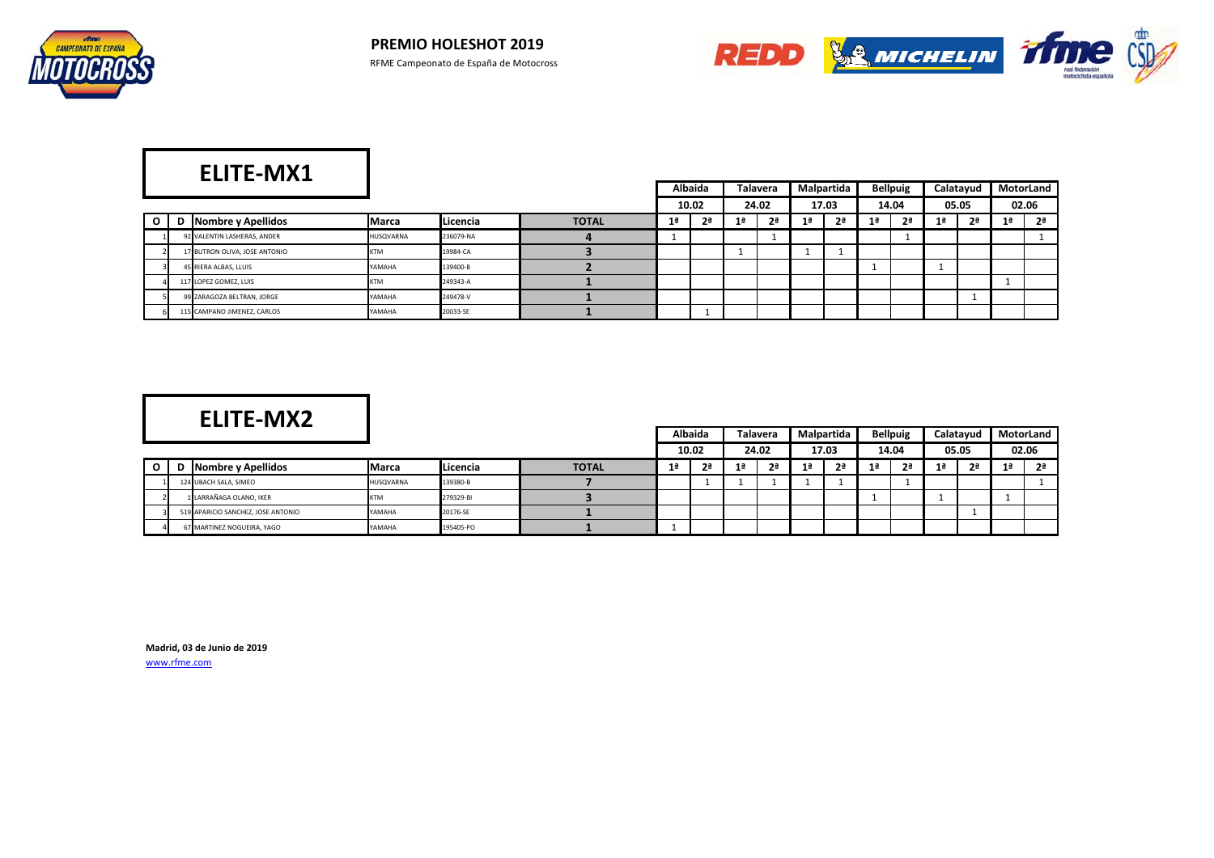**PREMIO HOLESHOT 2019**

RFME Campeonato de España de Motocross

## ELITE-MX1

| | | | | | | Albaida | | Talavera | | Malpartida | | Bellpuig | | Calatayud | | MotorLand | |
|---|---|---|---|---|---|---|---|---|---|---|---|---|---|---|---|---|---|
| | | | | | | 10.02 | | 24.02 | | 17.03 | | 14.04 | | 05.05 | | 02.06 | |
| O | D | Nombre y Apellidos | Marca | Licencia | TOTAL | 1ª | 2ª | 1ª | 2ª | 1ª | 2ª | 1ª | 2ª | 1ª | 2ª | 1ª | 2ª |
| 1 | 92 | VALENTIN LASHERAS, ANDER | HUSQVARNA | 236079-NA | 4 | 1 | | | 1 | | | | 1 | | | | 1 |
| 2 | 17 | BUTRON OLIVA, JOSE ANTONIO | KTM | 19984-CA | 3 | | | 1 | | 1 | 1 | | | | | | |
| 3 | 45 | RIERA ALBAS, LLUIS | YAMAHA | 139400-B | 2 | | | | | | | 1 | | 1 | | | |
| 4 | 117 | LOPEZ GOMEZ, LUIS | KTM | 249343-A | 1 | | | | | | | | | | | 1 | |
| 5 | 99 | ZARAGOZA BELTRAN, JORGE | YAMAHA | 249478-V | 1 | | | | | | | | | | 1 | | |
| 6 | 115 | CAMPANO JIMENEZ, CARLOS | YAMAHA | 20033-SE | 1 | | 1 | | | | | | | | | | |

## ELITE-MX2

| | | | | | | Albaida | | Talavera | | Malpartida | | Bellpuig | | Calatayud | | MotorLand | |
|---|---|---|---|---|---|---|---|---|---|---|---|---|---|---|---|---|---|
| | | | | | | 10.02 | | 24.02 | | 17.03 | | 14.04 | | 05.05 | | 02.06 | |
| O | D | Nombre y Apellidos | Marca | Licencia | TOTAL | 1ª | 2ª | 1ª | 2ª | 1ª | 2ª | 1ª | 2ª | 1ª | 2ª | 1ª | 2ª |
| 1 | 124 | UBACH SALA, SIMEO | HUSQVARNA | 139380-B | 7 | | 1 | 1 | 1 | 1 | 1 | | 1 | | | | 1 |
| 2 | 1 | LARRAÑAGA OLANO, IKER | KTM | 279329-BI | 3 | | | | | | | 1 | | 1 | | 1 | |
| 3 | 519 | APARICIO SANCHEZ, JOSE ANTONIO | YAMAHA | 20176-SE | 1 | | | | | | | | | | 1 | | |
| 4 | 67 | MARTINEZ NOGUEIRA, YAGO | YAMAHA | 195405-PO | 1 | 1 | | | | | | | | | | | |

**Madrid, 03 de Junio de 2019**

www.rfme.com